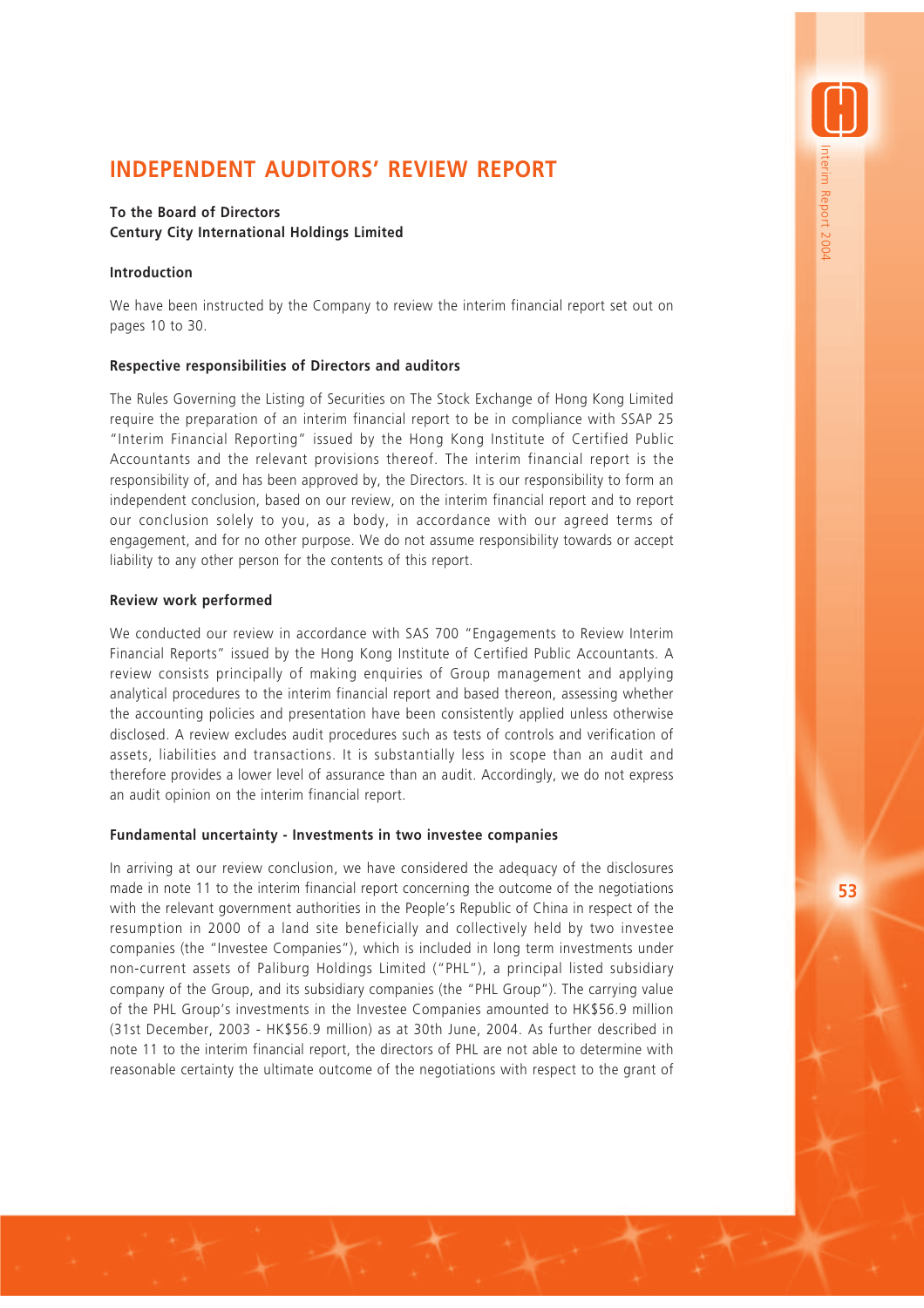# INDEPENDENT AUDITORS' REVIEW REPORT

**To the Board of Directors**
**Century City International Holdings Limited**

### Introduction

We have been instructed by the Company to review the interim financial report set out on pages 10 to 30.

### Respective responsibilities of Directors and auditors

The Rules Governing the Listing of Securities on The Stock Exchange of Hong Kong Limited require the preparation of an interim financial report to be in compliance with SSAP 25 "Interim Financial Reporting" issued by the Hong Kong Institute of Certified Public Accountants and the relevant provisions thereof. The interim financial report is the responsibility of, and has been approved by, the Directors. It is our responsibility to form an independent conclusion, based on our review, on the interim financial report and to report our conclusion solely to you, as a body, in accordance with our agreed terms of engagement, and for no other purpose. We do not assume responsibility towards or accept liability to any other person for the contents of this report.

### Review work performed

We conducted our review in accordance with SAS 700 "Engagements to Review Interim Financial Reports" issued by the Hong Kong Institute of Certified Public Accountants. A review consists principally of making enquiries of Group management and applying analytical procedures to the interim financial report and based thereon, assessing whether the accounting policies and presentation have been consistently applied unless otherwise disclosed. A review excludes audit procedures such as tests of controls and verification of assets, liabilities and transactions. It is substantially less in scope than an audit and therefore provides a lower level of assurance than an audit. Accordingly, we do not express an audit opinion on the interim financial report.

### Fundamental uncertainty - Investments in two investee companies

In arriving at our review conclusion, we have considered the adequacy of the disclosures made in note 11 to the interim financial report concerning the outcome of the negotiations with the relevant government authorities in the People's Republic of China in respect of the resumption in 2000 of a land site beneficially and collectively held by two investee companies (the "Investee Companies"), which is included in long term investments under non-current assets of Paliburg Holdings Limited ("PHL"), a principal listed subsidiary company of the Group, and its subsidiary companies (the "PHL Group"). The carrying value of the PHL Group's investments in the Investee Companies amounted to HK$56.9 million (31st December, 2003 - HK$56.9 million) as at 30th June, 2004. As further described in note 11 to the interim financial report, the directors of PHL are not able to determine with reasonable certainty the ultimate outcome of the negotiations with respect to the grant of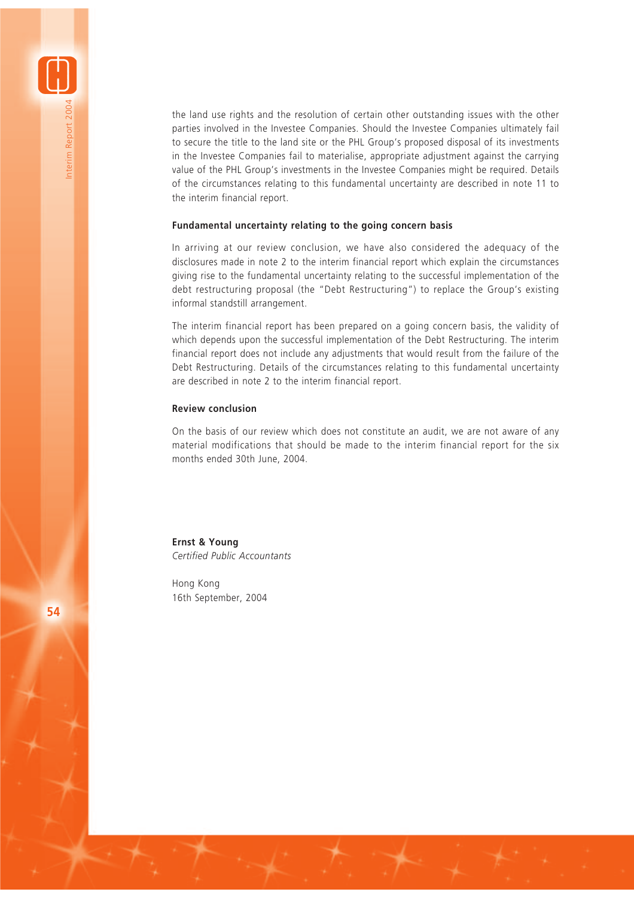the land use rights and the resolution of certain other outstanding issues with the other parties involved in the Investee Companies. Should the Investee Companies ultimately fail to secure the title to the land site or the PHL Group's proposed disposal of its investments in the Investee Companies fail to materialise, appropriate adjustment against the carrying value of the PHL Group's investments in the Investee Companies might be required. Details of the circumstances relating to this fundamental uncertainty are described in note 11 to the interim financial report.

**Fundamental uncertainty relating to the going concern basis**

In arriving at our review conclusion, we have also considered the adequacy of the disclosures made in note 2 to the interim financial report which explain the circumstances giving rise to the fundamental uncertainty relating to the successful implementation of the debt restructuring proposal (the "Debt Restructuring") to replace the Group's existing informal standstill arrangement.

The interim financial report has been prepared on a going concern basis, the validity of which depends upon the successful implementation of the Debt Restructuring. The interim financial report does not include any adjustments that would result from the failure of the Debt Restructuring. Details of the circumstances relating to this fundamental uncertainty are described in note 2 to the interim financial report.

**Review conclusion**

On the basis of our review which does not constitute an audit, we are not aware of any material modifications that should be made to the interim financial report for the six months ended 30th June, 2004.

**Ernst & Young**
*Certified Public Accountants*

Hong Kong
16th September, 2004